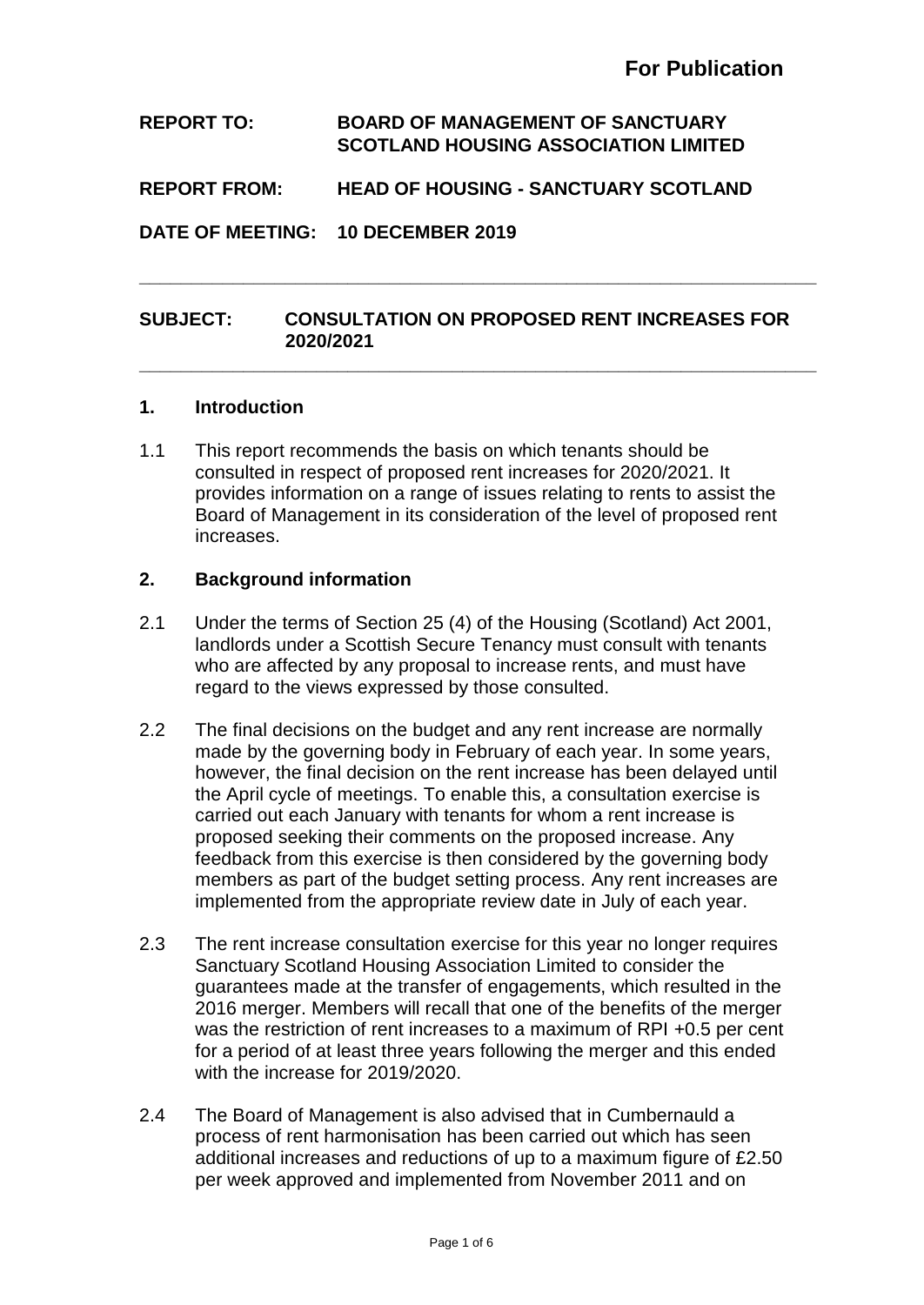**For Publication**

**REPORT TO:** **BOARD OF MANAGEMENT OF SANCTUARY SCOTLAND HOUSING ASSOCIATION LIMITED**

**REPORT FROM:** **HEAD OF HOUSING - SANCTUARY SCOTLAND**

**DATE OF MEETING:** **10 DECEMBER 2019**

---

**SUBJECT:** **CONSULTATION ON PROPOSED RENT INCREASES FOR 2020/2021**

---

## 1. Introduction

1.1 This report recommends the basis on which tenants should be consulted in respect of proposed rent increases for 2020/2021. It provides information on a range of issues relating to rents to assist the Board of Management in its consideration of the level of proposed rent increases.

## 2. Background information

2.1 Under the terms of Section 25 (4) of the Housing (Scotland) Act 2001, landlords under a Scottish Secure Tenancy must consult with tenants who are affected by any proposal to increase rents, and must have regard to the views expressed by those consulted.

2.2 The final decisions on the budget and any rent increase are normally made by the governing body in February of each year. In some years, however, the final decision on the rent increase has been delayed until the April cycle of meetings. To enable this, a consultation exercise is carried out each January with tenants for whom a rent increase is proposed seeking their comments on the proposed increase. Any feedback from this exercise is then considered by the governing body members as part of the budget setting process. Any rent increases are implemented from the appropriate review date in July of each year.

2.3 The rent increase consultation exercise for this year no longer requires Sanctuary Scotland Housing Association Limited to consider the guarantees made at the transfer of engagements, which resulted in the 2016 merger. Members will recall that one of the benefits of the merger was the restriction of rent increases to a maximum of RPI +0.5 per cent for a period of at least three years following the merger and this ended with the increase for 2019/2020.

2.4 The Board of Management is also advised that in Cumbernauld a process of rent harmonisation has been carried out which has seen additional increases and reductions of up to a maximum figure of £2.50 per week approved and implemented from November 2011 and on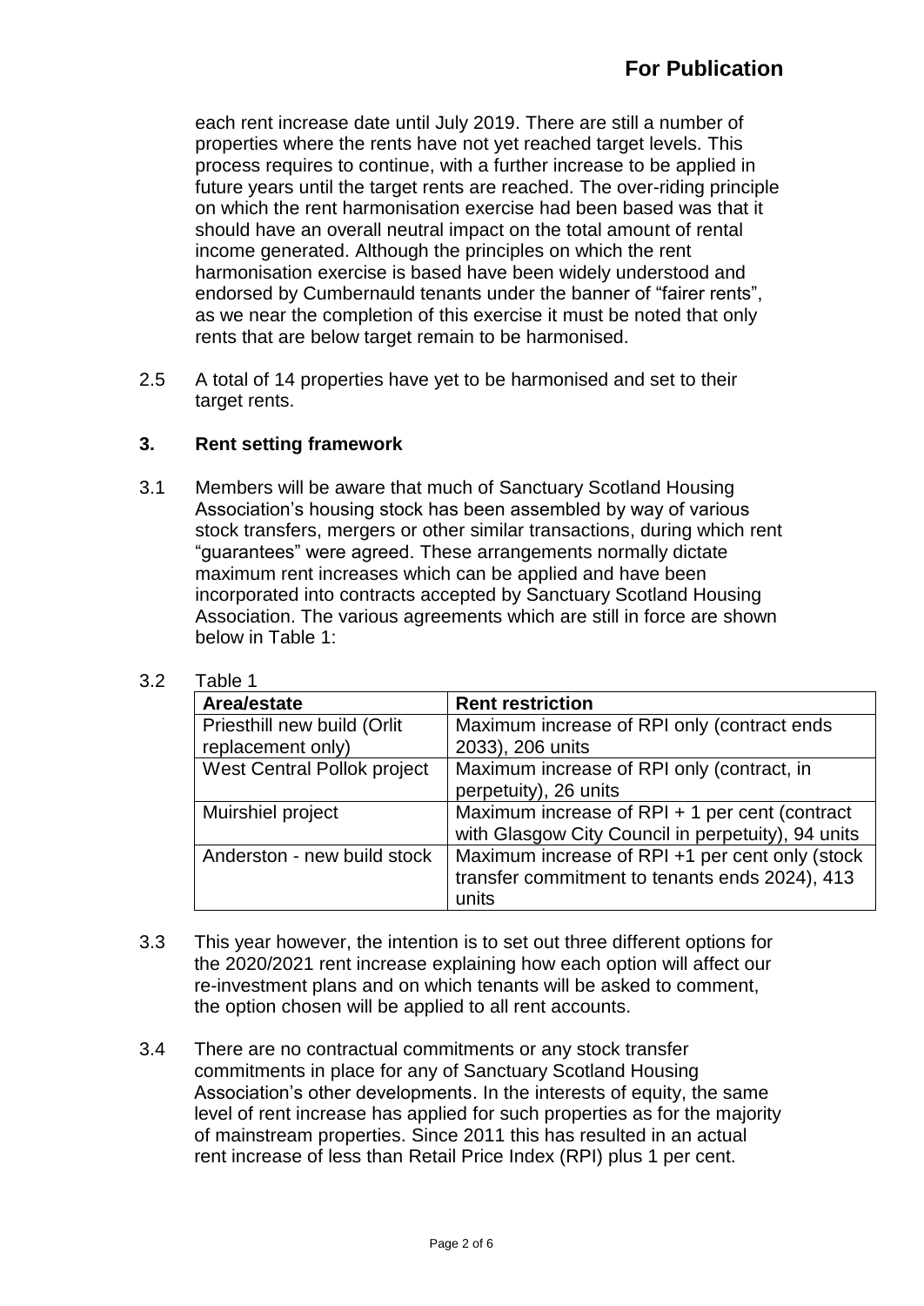each rent increase date until July 2019. There are still a number of properties where the rents have not yet reached target levels. This process requires to continue, with a further increase to be applied in future years until the target rents are reached. The over-riding principle on which the rent harmonisation exercise had been based was that it should have an overall neutral impact on the total amount of rental income generated. Although the principles on which the rent harmonisation exercise is based have been widely understood and endorsed by Cumbernauld tenants under the banner of "fairer rents", as we near the completion of this exercise it must be noted that only rents that are below target remain to be harmonised.

2.5 A total of 14 properties have yet to be harmonised and set to their target rents.

## 3. Rent setting framework

3.1 Members will be aware that much of Sanctuary Scotland Housing Association's housing stock has been assembled by way of various stock transfers, mergers or other similar transactions, during which rent "guarantees" were agreed. These arrangements normally dictate maximum rent increases which can be applied and have been incorporated into contracts accepted by Sanctuary Scotland Housing Association. The various agreements which are still in force are shown below in Table 1:

3.2 Table 1

| Area/estate | Rent restriction |
|---|---|
| Priesthill new build (Orlit replacement only) | Maximum increase of RPI only (contract ends 2033), 206 units |
| West Central Pollok project | Maximum increase of RPI only (contract, in perpetuity), 26 units |
| Muirshiel project | Maximum increase of RPI + 1 per cent (contract with Glasgow City Council in perpetuity), 94 units |
| Anderston - new build stock | Maximum increase of RPI +1 per cent only (stock transfer commitment to tenants ends 2024), 413 units |

3.3 This year however, the intention is to set out three different options for the 2020/2021 rent increase explaining how each option will affect our re-investment plans and on which tenants will be asked to comment, the option chosen will be applied to all rent accounts.

3.4 There are no contractual commitments or any stock transfer commitments in place for any of Sanctuary Scotland Housing Association's other developments. In the interests of equity, the same level of rent increase has applied for such properties as for the majority of mainstream properties. Since 2011 this has resulted in an actual rent increase of less than Retail Price Index (RPI) plus 1 per cent.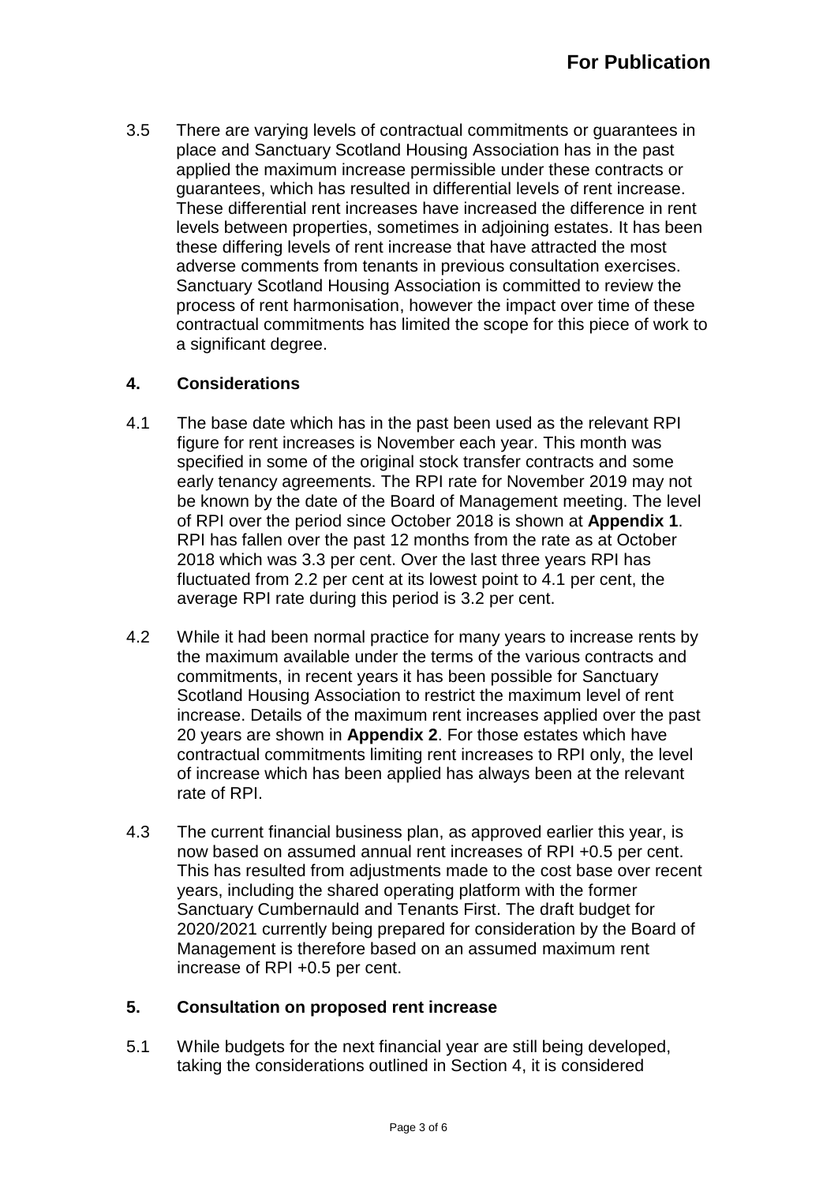3.5 There are varying levels of contractual commitments or guarantees in place and Sanctuary Scotland Housing Association has in the past applied the maximum increase permissible under these contracts or guarantees, which has resulted in differential levels of rent increase. These differential rent increases have increased the difference in rent levels between properties, sometimes in adjoining estates. It has been these differing levels of rent increase that have attracted the most adverse comments from tenants in previous consultation exercises. Sanctuary Scotland Housing Association is committed to review the process of rent harmonisation, however the impact over time of these contractual commitments has limited the scope for this piece of work to a significant degree.

## 4. Considerations

4.1 The base date which has in the past been used as the relevant RPI figure for rent increases is November each year. This month was specified in some of the original stock transfer contracts and some early tenancy agreements. The RPI rate for November 2019 may not be known by the date of the Board of Management meeting. The level of RPI over the period since October 2018 is shown at **Appendix 1**. RPI has fallen over the past 12 months from the rate as at October 2018 which was 3.3 per cent. Over the last three years RPI has fluctuated from 2.2 per cent at its lowest point to 4.1 per cent, the average RPI rate during this period is 3.2 per cent.

4.2 While it had been normal practice for many years to increase rents by the maximum available under the terms of the various contracts and commitments, in recent years it has been possible for Sanctuary Scotland Housing Association to restrict the maximum level of rent increase. Details of the maximum rent increases applied over the past 20 years are shown in **Appendix 2**. For those estates which have contractual commitments limiting rent increases to RPI only, the level of increase which has been applied has always been at the relevant rate of RPI.

4.3 The current financial business plan, as approved earlier this year, is now based on assumed annual rent increases of RPI +0.5 per cent. This has resulted from adjustments made to the cost base over recent years, including the shared operating platform with the former Sanctuary Cumbernauld and Tenants First. The draft budget for 2020/2021 currently being prepared for consideration by the Board of Management is therefore based on an assumed maximum rent increase of RPI +0.5 per cent.

## 5. Consultation on proposed rent increase

5.1 While budgets for the next financial year are still being developed, taking the considerations outlined in Section 4, it is considered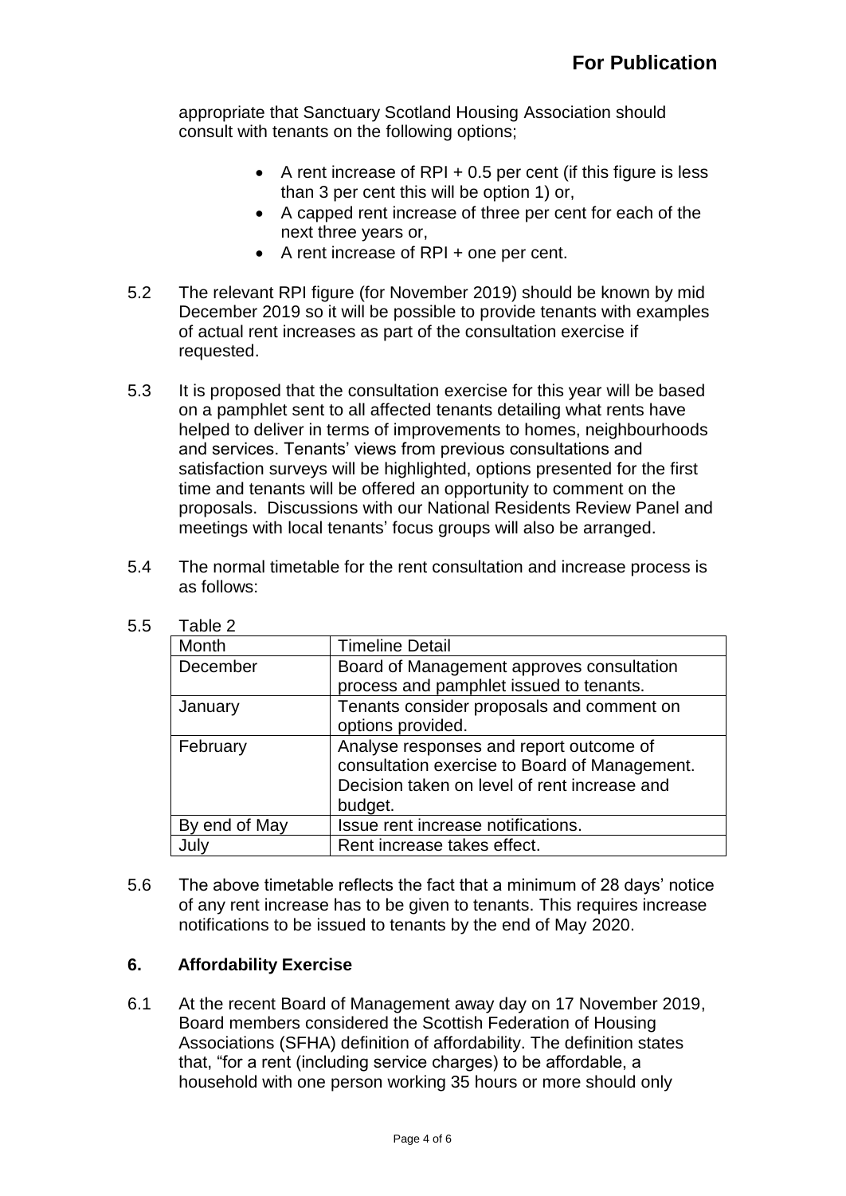appropriate that Sanctuary Scotland Housing Association should consult with tenants on the following options;

- A rent increase of RPI + 0.5 per cent (if this figure is less than 3 per cent this will be option 1) or,
- A capped rent increase of three per cent for each of the next three years or,
- A rent increase of RPI + one per cent.

5.2 The relevant RPI figure (for November 2019) should be known by mid December 2019 so it will be possible to provide tenants with examples of actual rent increases as part of the consultation exercise if requested.

5.3 It is proposed that the consultation exercise for this year will be based on a pamphlet sent to all affected tenants detailing what rents have helped to deliver in terms of improvements to homes, neighbourhoods and services. Tenants' views from previous consultations and satisfaction surveys will be highlighted, options presented for the first time and tenants will be offered an opportunity to comment on the proposals. Discussions with our National Residents Review Panel and meetings with local tenants' focus groups will also be arranged.

5.4 The normal timetable for the rent consultation and increase process is as follows:

5.5 Table 2

| Month | Timeline Detail |
|---|---|
| December | Board of Management approves consultation process and pamphlet issued to tenants. |
| January | Tenants consider proposals and comment on options provided. |
| February | Analyse responses and report outcome of consultation exercise to Board of Management. Decision taken on level of rent increase and budget. |
| By end of May | Issue rent increase notifications. |
| July | Rent increase takes effect. |

5.6 The above timetable reflects the fact that a minimum of 28 days' notice of any rent increase has to be given to tenants. This requires increase notifications to be issued to tenants by the end of May 2020.

## 6. Affordability Exercise

6.1 At the recent Board of Management away day on 17 November 2019, Board members considered the Scottish Federation of Housing Associations (SFHA) definition of affordability. The definition states that, "for a rent (including service charges) to be affordable, a household with one person working 35 hours or more should only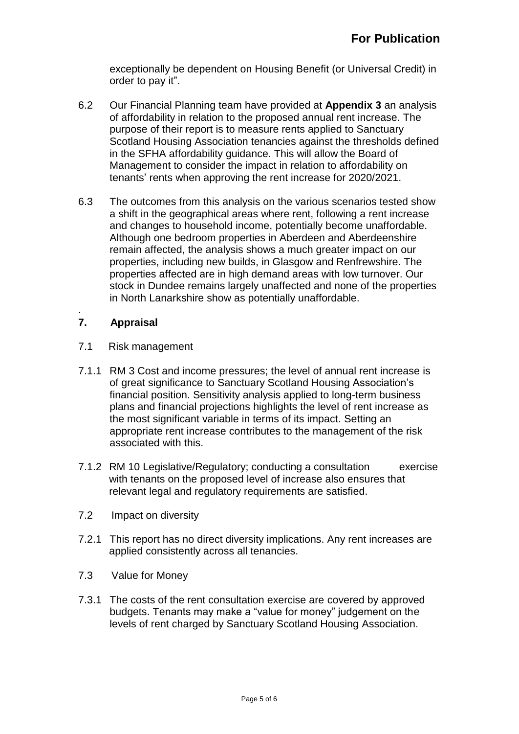exceptionally be dependent on Housing Benefit (or Universal Credit) in order to pay it".

6.2 Our Financial Planning team have provided at **Appendix 3** an analysis of affordability in relation to the proposed annual rent increase. The purpose of their report is to measure rents applied to Sanctuary Scotland Housing Association tenancies against the thresholds defined in the SFHA affordability guidance. This will allow the Board of Management to consider the impact in relation to affordability on tenants' rents when approving the rent increase for 2020/2021.

6.3 The outcomes from this analysis on the various scenarios tested show a shift in the geographical areas where rent, following a rent increase and changes to household income, potentially become unaffordable. Although one bedroom properties in Aberdeen and Aberdeenshire remain affected, the analysis shows a much greater impact on our properties, including new builds, in Glasgow and Renfrewshire. The properties affected are in high demand areas with low turnover. Our stock in Dundee remains largely unaffected and none of the properties in North Lanarkshire show as potentially unaffordable.

## 7. Appraisal

7.1 Risk management

7.1.1 RM 3 Cost and income pressures; the level of annual rent increase is of great significance to Sanctuary Scotland Housing Association's financial position. Sensitivity analysis applied to long-term business plans and financial projections highlights the level of rent increase as the most significant variable in terms of its impact. Setting an appropriate rent increase contributes to the management of the risk associated with this.

7.1.2 RM 10 Legislative/Regulatory; conducting a consultation exercise with tenants on the proposed level of increase also ensures that relevant legal and regulatory requirements are satisfied.

7.2 Impact on diversity

7.2.1 This report has no direct diversity implications. Any rent increases are applied consistently across all tenancies.

7.3 Value for Money

7.3.1 The costs of the rent consultation exercise are covered by approved budgets. Tenants may make a "value for money" judgement on the levels of rent charged by Sanctuary Scotland Housing Association.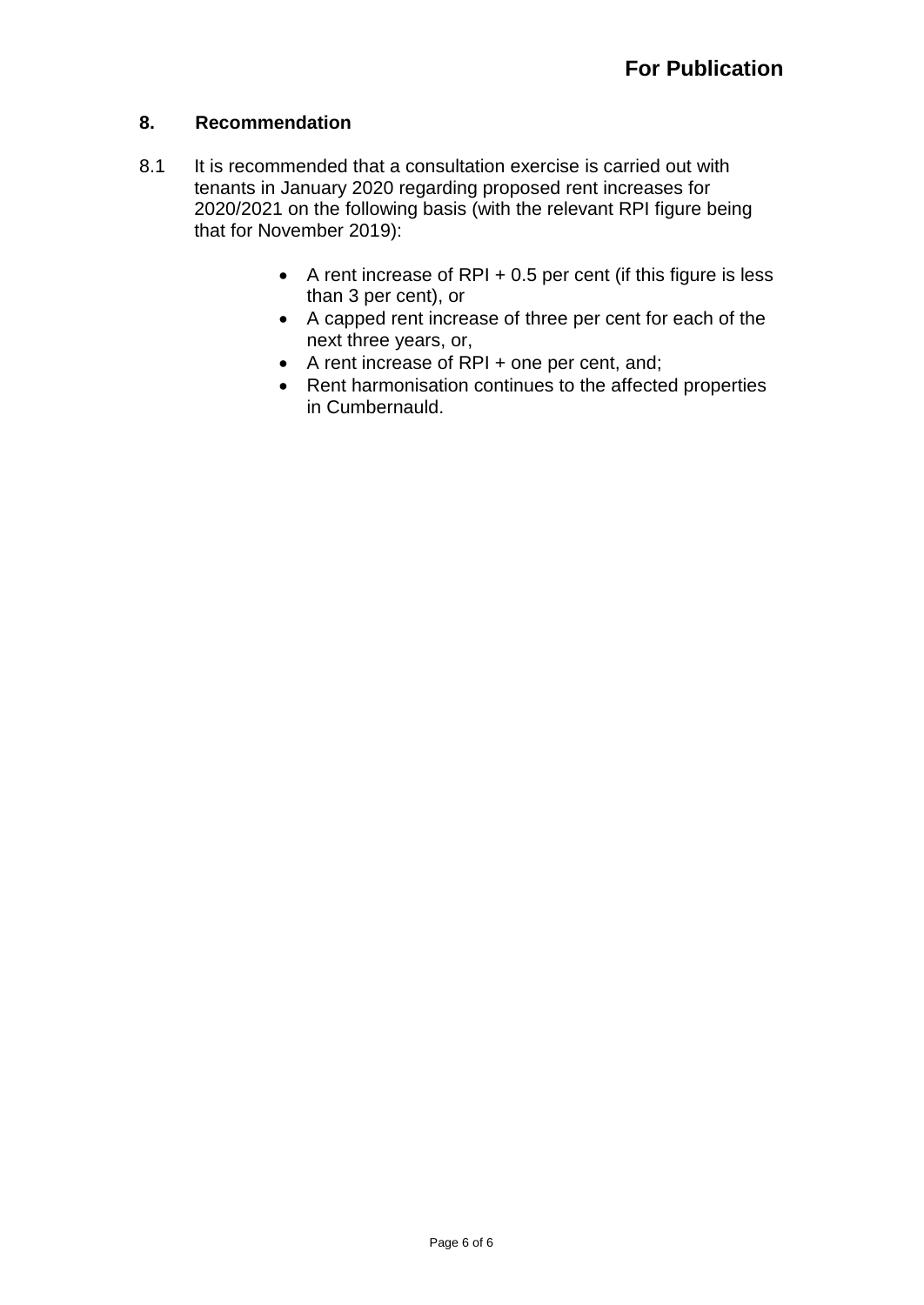**For Publication**

## 8. Recommendation

8.1 It is recommended that a consultation exercise is carried out with tenants in January 2020 regarding proposed rent increases for 2020/2021 on the following basis (with the relevant RPI figure being that for November 2019):

- A rent increase of RPI + 0.5 per cent (if this figure is less than 3 per cent), or
- A capped rent increase of three per cent for each of the next three years, or,
- A rent increase of RPI + one per cent, and;
- Rent harmonisation continues to the affected properties in Cumbernauld.